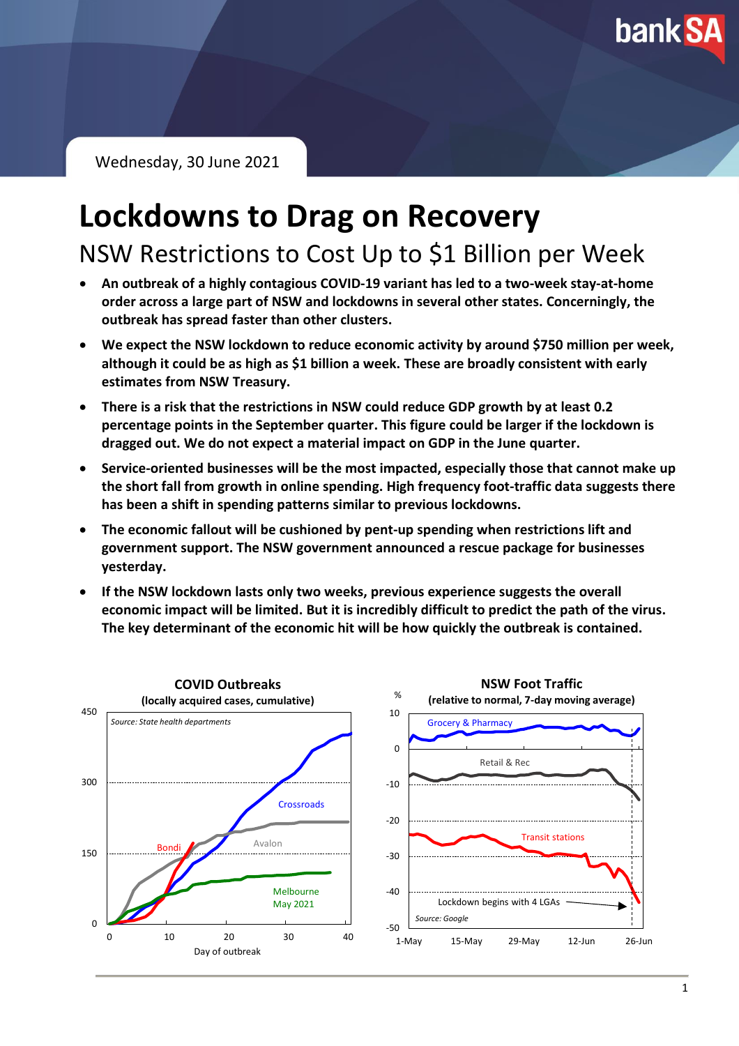Wednesday, 30 June 2021

# Lockdowns to Drag on Recovery

## NSW Restrictions to Cost Up to $1 Billion per Week

- **An outbreak of a highly contagious COVID-19 variant has led to a two-week stay-at-home order across a large part of NSW and lockdowns in several other states. Concerningly, the outbreak has spread faster than other clusters.**
- **We expect the NSW lockdown to reduce economic activity by around $750 million per week, although it could be as high as $1 billion a week. These are broadly consistent with early estimates from NSW Treasury.**
- **There is a risk that the restrictions in NSW could reduce GDP growth by at least 0.2 percentage points in the September quarter. This figure could be larger if the lockdown is dragged out. We do not expect a material impact on GDP in the June quarter.**
- **Service-oriented businesses will be the most impacted, especially those that cannot make up the short fall from growth in online spending. High frequency foot-traffic data suggests there has been a shift in spending patterns similar to previous lockdowns.**
- **The economic fallout will be cushioned by pent-up spending when restrictions lift and government support. The NSW government announced a rescue package for businesses yesterday.**
- **If the NSW lockdown lasts only two weeks, previous experience suggests the overall economic impact will be limited. But it is incredibly difficult to predict the path of the virus. The key determinant of the economic hit will be how quickly the outbreak is contained.**

**COVID Outbreaks**
**(locally acquired cases, cumulative)**

*Source: State health departments*

Series: Crossroads, Avalon, Bondi, Melbourne May 2021. X-axis: Day of outbreak (0–40). Y-axis: 0–450.

**NSW Foot Traffic**
**(relative to normal, 7-day moving average)**

*Source: Google*

Series: Grocery & Pharmacy, Retail & Rec, Transit stations. Annotation: Lockdown begins with 4 LGAs. Y-axis: % (10 to -50). X-axis: 1-May, 15-May, 29-May, 12-Jun, 26-Jun.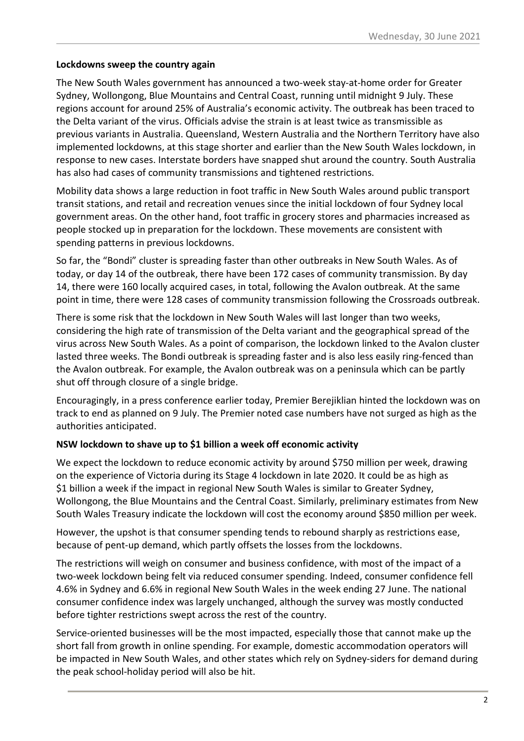### Lockdowns sweep the country again

The New South Wales government has announced a two-week stay-at-home order for Greater Sydney, Wollongong, Blue Mountains and Central Coast, running until midnight 9 July. These regions account for around 25% of Australia's economic activity. The outbreak has been traced to the Delta variant of the virus. Officials advise the strain is at least twice as transmissible as previous variants in Australia. Queensland, Western Australia and the Northern Territory have also implemented lockdowns, at this stage shorter and earlier than the New South Wales lockdown, in response to new cases. Interstate borders have snapped shut around the country. South Australia has also had cases of community transmissions and tightened restrictions.

Mobility data shows a large reduction in foot traffic in New South Wales around public transport transit stations, and retail and recreation venues since the initial lockdown of four Sydney local government areas. On the other hand, foot traffic in grocery stores and pharmacies increased as people stocked up in preparation for the lockdown. These movements are consistent with spending patterns in previous lockdowns.

So far, the "Bondi" cluster is spreading faster than other outbreaks in New South Wales. As of today, or day 14 of the outbreak, there have been 172 cases of community transmission. By day 14, there were 160 locally acquired cases, in total, following the Avalon outbreak. At the same point in time, there were 128 cases of community transmission following the Crossroads outbreak.

There is some risk that the lockdown in New South Wales will last longer than two weeks, considering the high rate of transmission of the Delta variant and the geographical spread of the virus across New South Wales. As a point of comparison, the lockdown linked to the Avalon cluster lasted three weeks. The Bondi outbreak is spreading faster and is also less easily ring-fenced than the Avalon outbreak. For example, the Avalon outbreak was on a peninsula which can be partly shut off through closure of a single bridge.

Encouragingly, in a press conference earlier today, Premier Berejiklian hinted the lockdown was on track to end as planned on 9 July. The Premier noted case numbers have not surged as high as the authorities anticipated.

### NSW lockdown to shave up to $1 billion a week off economic activity

We expect the lockdown to reduce economic activity by around $750 million per week, drawing on the experience of Victoria during its Stage 4 lockdown in late 2020. It could be as high as $1 billion a week if the impact in regional New South Wales is similar to Greater Sydney, Wollongong, the Blue Mountains and the Central Coast. Similarly, preliminary estimates from New South Wales Treasury indicate the lockdown will cost the economy around $850 million per week.

However, the upshot is that consumer spending tends to rebound sharply as restrictions ease, because of pent-up demand, which partly offsets the losses from the lockdowns.

The restrictions will weigh on consumer and business confidence, with most of the impact of a two-week lockdown being felt via reduced consumer spending. Indeed, consumer confidence fell 4.6% in Sydney and 6.6% in regional New South Wales in the week ending 27 June. The national consumer confidence index was largely unchanged, although the survey was mostly conducted before tighter restrictions swept across the rest of the country.

Service-oriented businesses will be the most impacted, especially those that cannot make up the short fall from growth in online spending. For example, domestic accommodation operators will be impacted in New South Wales, and other states which rely on Sydney-siders for demand during the peak school-holiday period will also be hit.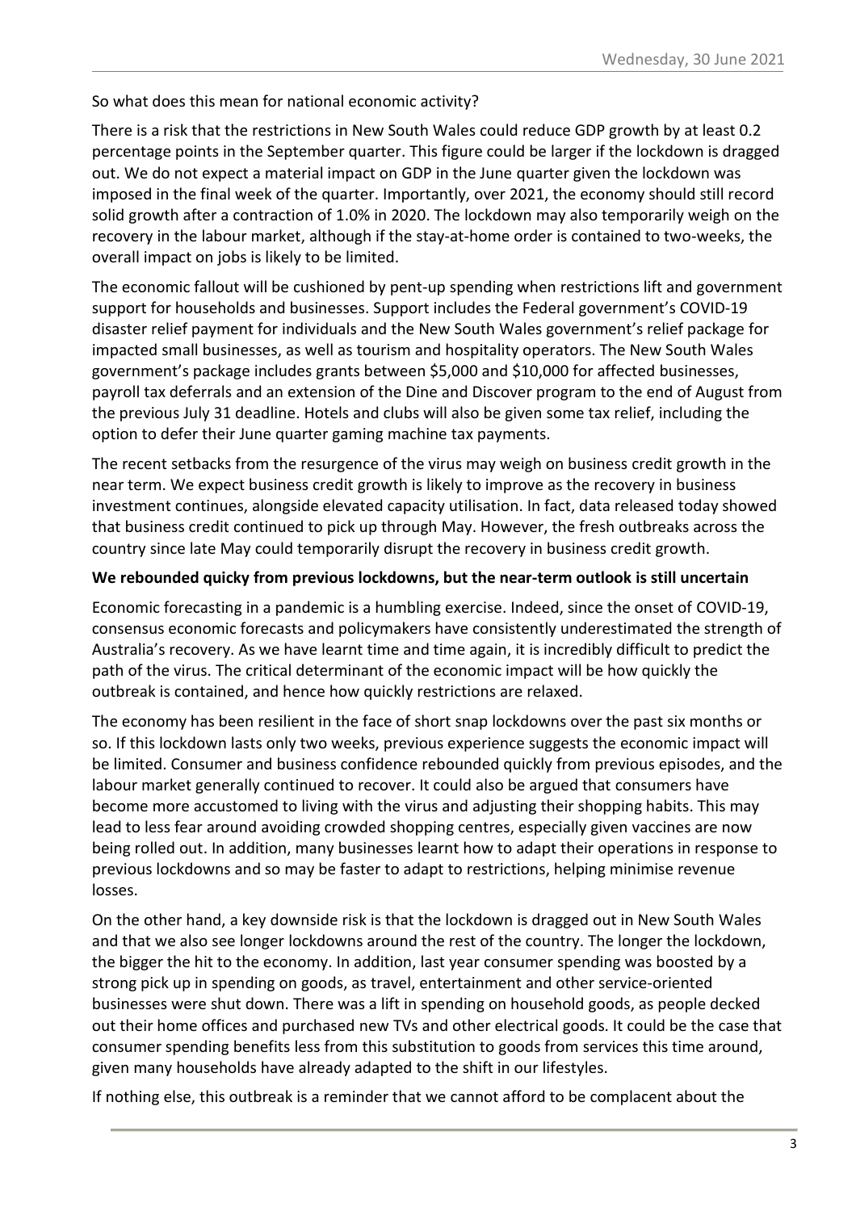So what does this mean for national economic activity?

There is a risk that the restrictions in New South Wales could reduce GDP growth by at least 0.2 percentage points in the September quarter. This figure could be larger if the lockdown is dragged out. We do not expect a material impact on GDP in the June quarter given the lockdown was imposed in the final week of the quarter. Importantly, over 2021, the economy should still record solid growth after a contraction of 1.0% in 2020. The lockdown may also temporarily weigh on the recovery in the labour market, although if the stay-at-home order is contained to two-weeks, the overall impact on jobs is likely to be limited.

The economic fallout will be cushioned by pent-up spending when restrictions lift and government support for households and businesses. Support includes the Federal government's COVID-19 disaster relief payment for individuals and the New South Wales government's relief package for impacted small businesses, as well as tourism and hospitality operators. The New South Wales government's package includes grants between $5,000 and $10,000 for affected businesses, payroll tax deferrals and an extension of the Dine and Discover program to the end of August from the previous July 31 deadline. Hotels and clubs will also be given some tax relief, including the option to defer their June quarter gaming machine tax payments.

The recent setbacks from the resurgence of the virus may weigh on business credit growth in the near term. We expect business credit growth is likely to improve as the recovery in business investment continues, alongside elevated capacity utilisation. In fact, data released today showed that business credit continued to pick up through May. However, the fresh outbreaks across the country since late May could temporarily disrupt the recovery in business credit growth.

**We rebounded quicky from previous lockdowns, but the near-term outlook is still uncertain**

Economic forecasting in a pandemic is a humbling exercise. Indeed, since the onset of COVID-19, consensus economic forecasts and policymakers have consistently underestimated the strength of Australia's recovery. As we have learnt time and time again, it is incredibly difficult to predict the path of the virus. The critical determinant of the economic impact will be how quickly the outbreak is contained, and hence how quickly restrictions are relaxed.

The economy has been resilient in the face of short snap lockdowns over the past six months or so. If this lockdown lasts only two weeks, previous experience suggests the economic impact will be limited. Consumer and business confidence rebounded quickly from previous episodes, and the labour market generally continued to recover. It could also be argued that consumers have become more accustomed to living with the virus and adjusting their shopping habits. This may lead to less fear around avoiding crowded shopping centres, especially given vaccines are now being rolled out. In addition, many businesses learnt how to adapt their operations in response to previous lockdowns and so may be faster to adapt to restrictions, helping minimise revenue losses.

On the other hand, a key downside risk is that the lockdown is dragged out in New South Wales and that we also see longer lockdowns around the rest of the country. The longer the lockdown, the bigger the hit to the economy. In addition, last year consumer spending was boosted by a strong pick up in spending on goods, as travel, entertainment and other service-oriented businesses were shut down. There was a lift in spending on household goods, as people decked out their home offices and purchased new TVs and other electrical goods. It could be the case that consumer spending benefits less from this substitution to goods from services this time around, given many households have already adapted to the shift in our lifestyles.

If nothing else, this outbreak is a reminder that we cannot afford to be complacent about the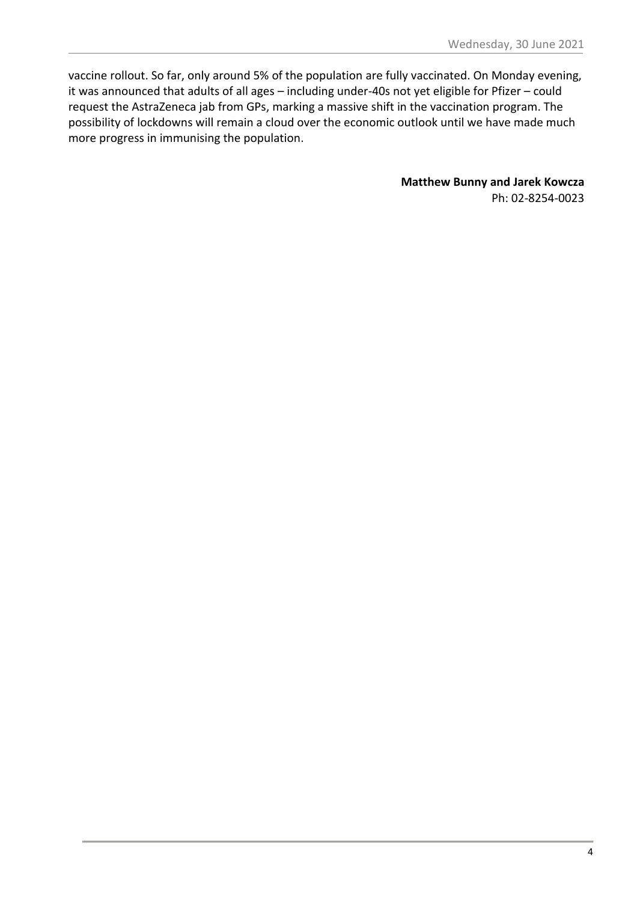vaccine rollout. So far, only around 5% of the population are fully vaccinated. On Monday evening, it was announced that adults of all ages – including under-40s not yet eligible for Pfizer – could request the AstraZeneca jab from GPs, marking a massive shift in the vaccination program. The possibility of lockdowns will remain a cloud over the economic outlook until we have made much more progress in immunising the population.

**Matthew Bunny and Jarek Kowcza**
Ph: 02-8254-0023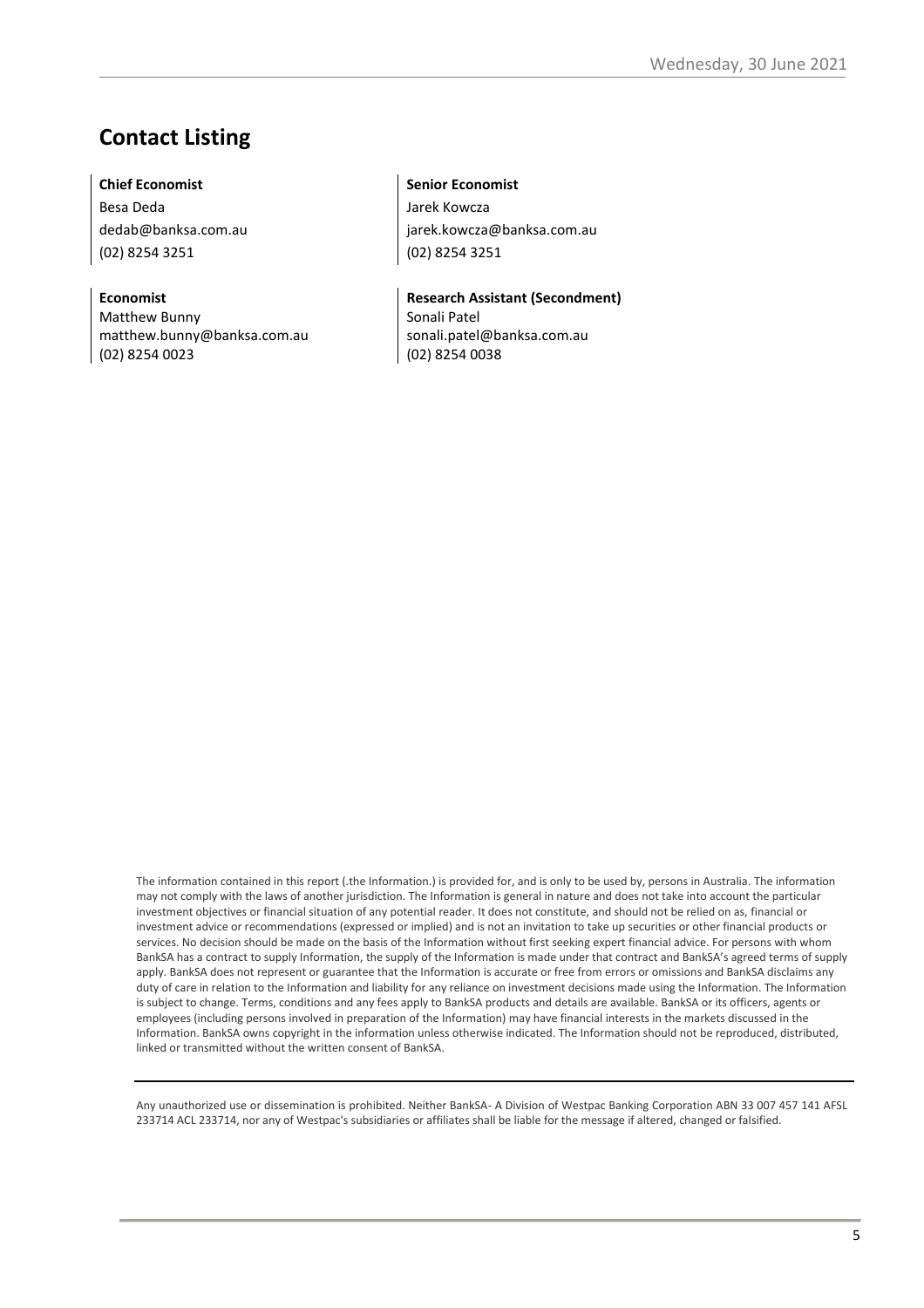## Contact Listing

**Chief Economist**
Besa Deda
dedab@banksa.com.au
(02) 8254 3251

**Senior Economist**
Jarek Kowcza
jarek.kowcza@banksa.com.au
(02) 8254 3251

**Economist**
Matthew Bunny
matthew.bunny@banksa.com.au
(02) 8254 0023

**Research Assistant (Secondment)**
Sonali Patel
sonali.patel@banksa.com.au
(02) 8254 0038

The information contained in this report (.the Information.) is provided for, and is only to be used by, persons in Australia. The information may not comply with the laws of another jurisdiction. The Information is general in nature and does not take into account the particular investment objectives or financial situation of any potential reader. It does not constitute, and should not be relied on as, financial or investment advice or recommendations (expressed or implied) and is not an invitation to take up securities or other financial products or services. No decision should be made on the basis of the Information without first seeking expert financial advice. For persons with whom BankSA has a contract to supply Information, the supply of the Information is made under that contract and BankSA's agreed terms of supply apply. BankSA does not represent or guarantee that the Information is accurate or free from errors or omissions and BankSA disclaims any duty of care in relation to the Information and liability for any reliance on investment decisions made using the Information. The Information is subject to change. Terms, conditions and any fees apply to BankSA products and details are available. BankSA or its officers, agents or employees (including persons involved in preparation of the Information) may have financial interests in the markets discussed in the Information. BankSA owns copyright in the information unless otherwise indicated. The Information should not be reproduced, distributed, linked or transmitted without the written consent of BankSA.

Any unauthorized use or dissemination is prohibited. Neither BankSA- A Division of Westpac Banking Corporation ABN 33 007 457 141 AFSL 233714 ACL 233714, nor any of Westpac's subsidiaries or affiliates shall be liable for the message if altered, changed or falsified.